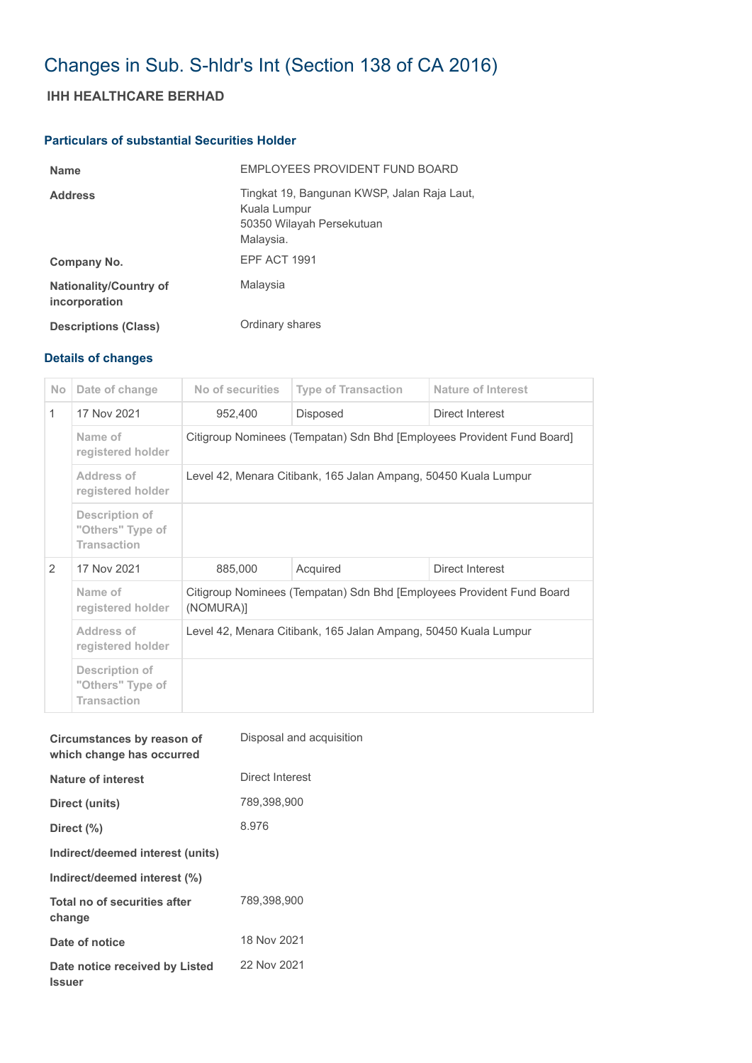# Changes in Sub. S-hldr's Int (Section 138 of CA 2016)

## IHH HEALTHCARE BERHAD

### Particulars of substantial Securities Holder

| | |
|---|---|
| **Name** | EMPLOYEES PROVIDENT FUND BOARD |
| **Address** | Tingkat 19, Bangunan KWSP, Jalan Raja Laut, Kuala Lumpur 50350 Wilayah Persekutuan Malaysia. |
| **Company No.** | EPF ACT 1991 |
| **Nationality/Country of incorporation** | Malaysia |
| **Descriptions (Class)** | Ordinary shares |

### Details of changes

| No | Date of change | No of securities | Type of Transaction | Nature of Interest |
|---|---|---|---|---|
| 1 | 17 Nov 2021 | 952,400 | Disposed | Direct Interest |
| | Name of registered holder | Citigroup Nominees (Tempatan) Sdn Bhd [Employees Provident Fund Board] | | |
| | Address of registered holder | Level 42, Menara Citibank, 165 Jalan Ampang, 50450 Kuala Lumpur | | |
| | Description of "Others" Type of Transaction | | | |
| 2 | 17 Nov 2021 | 885,000 | Acquired | Direct Interest |
| | Name of registered holder | Citigroup Nominees (Tempatan) Sdn Bhd [Employees Provident Fund Board (NOMURA)] | | |
| | Address of registered holder | Level 42, Menara Citibank, 165 Jalan Ampang, 50450 Kuala Lumpur | | |
| | Description of "Others" Type of Transaction | | | |

| | |
|---|---|
| **Circumstances by reason of which change has occurred** | Disposal and acquisition |
| **Nature of interest** | Direct Interest |
| **Direct (units)** | 789,398,900 |
| **Direct (%)** | 8.976 |
| **Indirect/deemed interest (units)** | |
| **Indirect/deemed interest (%)** | |
| **Total no of securities after change** | 789,398,900 |
| **Date of notice** | 18 Nov 2021 |
| **Date notice received by Listed Issuer** | 22 Nov 2021 |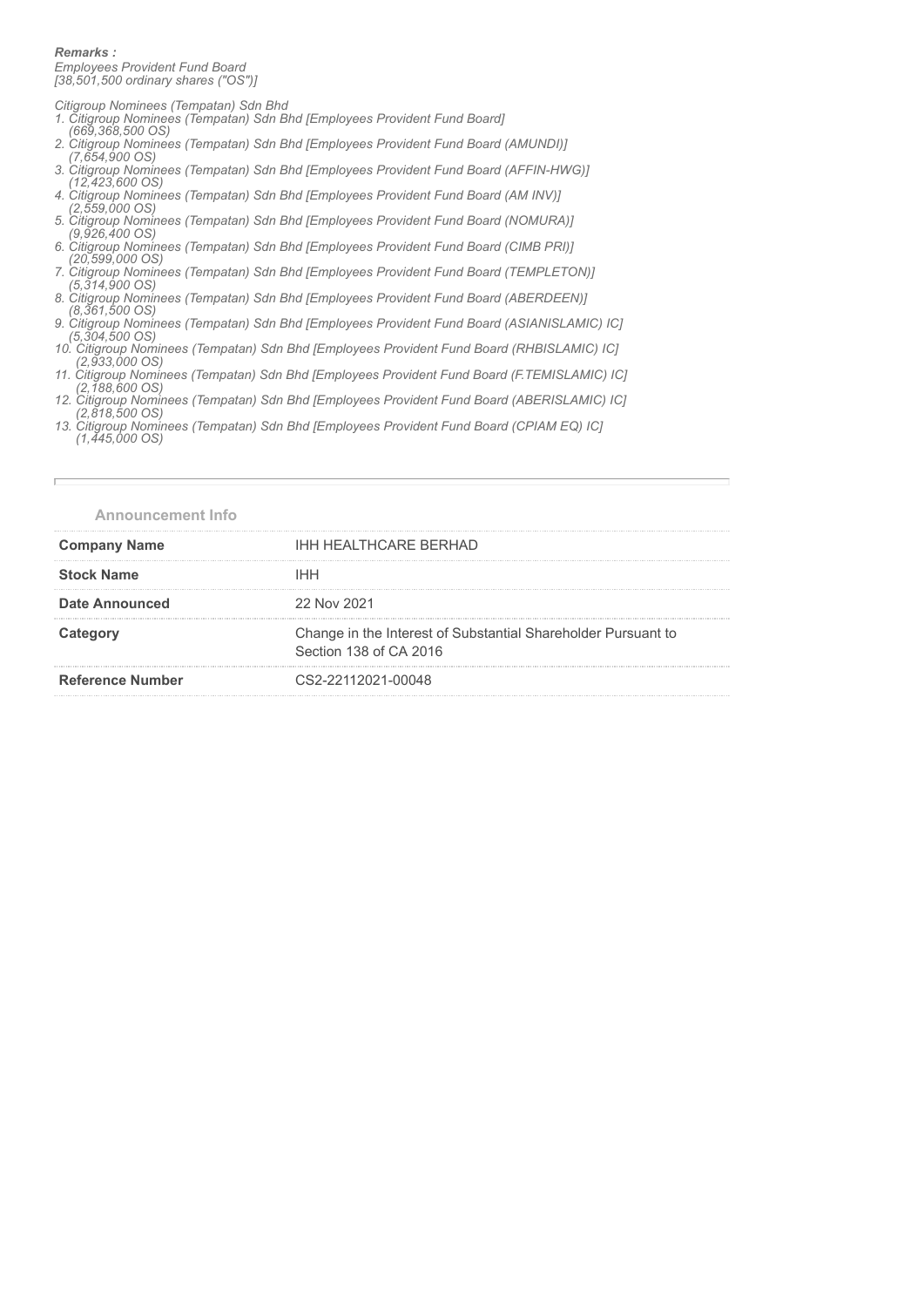***Remarks :***
*Employees Provident Fund Board*
*[38,501,500 ordinary shares ("OS")]*

*Citigroup Nominees (Tempatan) Sdn Bhd*

1. *Citigroup Nominees (Tempatan) Sdn Bhd [Employees Provident Fund Board]*
   *(669,368,500 OS)*
2. *Citigroup Nominees (Tempatan) Sdn Bhd [Employees Provident Fund Board (AMUNDI)]*
   *(7,654,900 OS)*
3. *Citigroup Nominees (Tempatan) Sdn Bhd [Employees Provident Fund Board (AFFIN-HWG)]*
   *(12,423,600 OS)*
4. *Citigroup Nominees (Tempatan) Sdn Bhd [Employees Provident Fund Board (AM INV)]*
   *(2,559,000 OS)*
5. *Citigroup Nominees (Tempatan) Sdn Bhd [Employees Provident Fund Board (NOMURA)]*
   *(9,926,400 OS)*
6. *Citigroup Nominees (Tempatan) Sdn Bhd [Employees Provident Fund Board (CIMB PRI)]*
   *(20,599,000 OS)*
7. *Citigroup Nominees (Tempatan) Sdn Bhd [Employees Provident Fund Board (TEMPLETON)]*
   *(5,314,900 OS)*
8. *Citigroup Nominees (Tempatan) Sdn Bhd [Employees Provident Fund Board (ABERDEEN)]*
   *(8,361,500 OS)*
9. *Citigroup Nominees (Tempatan) Sdn Bhd [Employees Provident Fund Board (ASIANISLAMIC) IC]*
   *(5,304,500 OS)*
10. *Citigroup Nominees (Tempatan) Sdn Bhd [Employees Provident Fund Board (RHBISLAMIC) IC]*
    *(2,933,000 OS)*
11. *Citigroup Nominees (Tempatan) Sdn Bhd [Employees Provident Fund Board (F.TEMISLAMIC) IC]*
    *(2,188,600 OS)*
12. *Citigroup Nominees (Tempatan) Sdn Bhd [Employees Provident Fund Board (ABERISLAMIC) IC]*
    *(2,818,500 OS)*
13. *Citigroup Nominees (Tempatan) Sdn Bhd [Employees Provident Fund Board (CPIAM EQ) IC]*
    *(1,445,000 OS)*

### Announcement Info

| | |
|---|---|
| **Company Name** | IHH HEALTHCARE BERHAD |
| **Stock Name** | IHH |
| **Date Announced** | 22 Nov 2021 |
| **Category** | Change in the Interest of Substantial Shareholder Pursuant to Section 138 of CA 2016 |
| **Reference Number** | CS2-22112021-00048 |